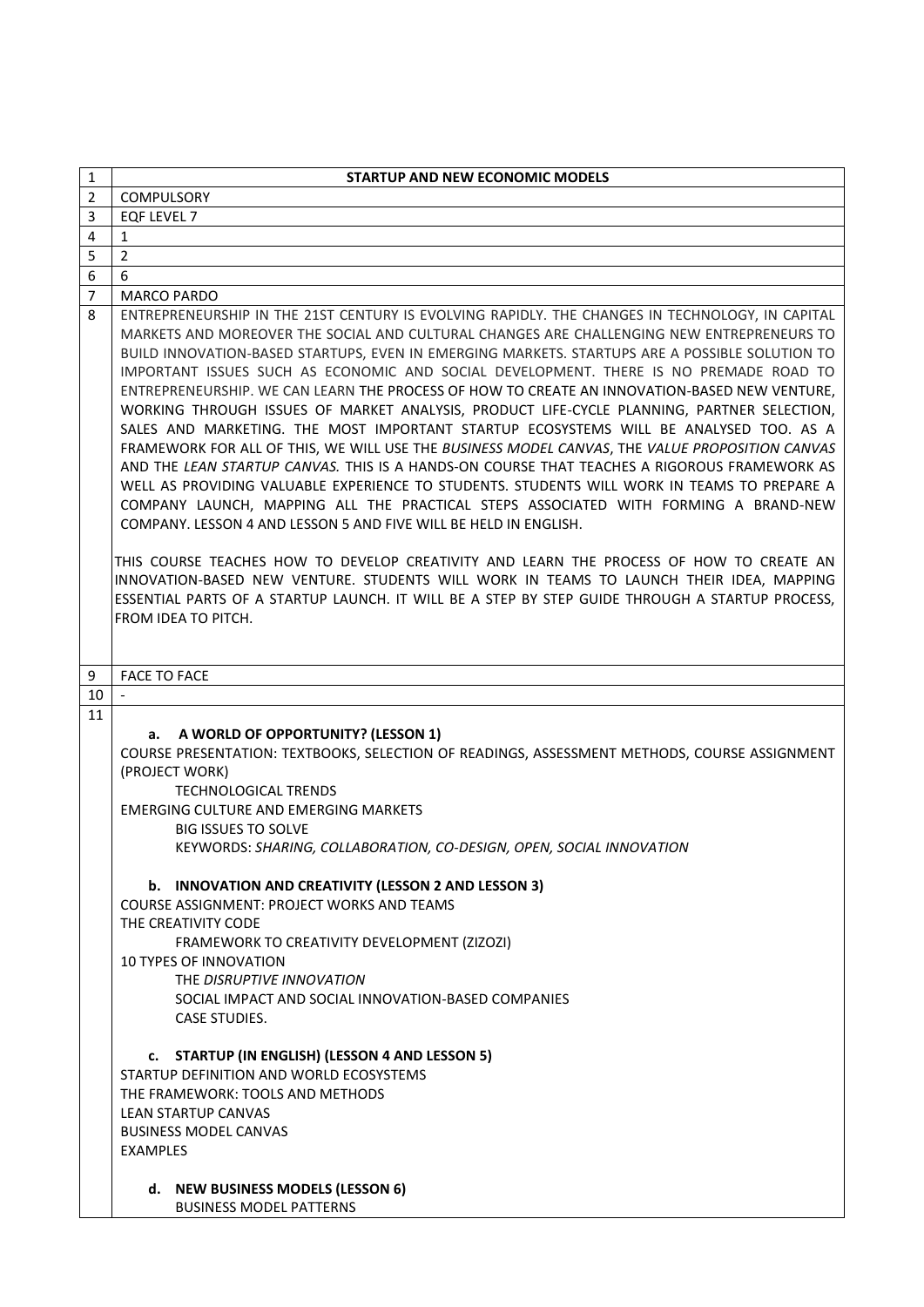| 1 | **STARTUP AND NEW ECONOMIC MODELS** |
|---|---|
| 2 | COMPULSORY |
| 3 | EQF LEVEL 7 |
| 4 | 1 |
| 5 | 2 |
| 6 | 6 |
| 7 | MARCO PARDO |
| 8 | ENTREPRENEURSHIP IN THE 21ST CENTURY IS EVOLVING RAPIDLY. THE CHANGES IN TECHNOLOGY, IN CAPITAL MARKETS AND MOREOVER THE SOCIAL AND CULTURAL CHANGES ARE CHALLENGING NEW ENTREPRENEURS TO BUILD INNOVATION-BASED STARTUPS, EVEN IN EMERGING MARKETS. STARTUPS ARE A POSSIBLE SOLUTION TO IMPORTANT ISSUES SUCH AS ECONOMIC AND SOCIAL DEVELOPMENT. THERE IS NO PREMADE ROAD TO ENTREPRENEURSHIP. WE CAN LEARN THE PROCESS OF HOW TO CREATE AN INNOVATION-BASED NEW VENTURE, WORKING THROUGH ISSUES OF MARKET ANALYSIS, PRODUCT LIFE-CYCLE PLANNING, PARTNER SELECTION, SALES AND MARKETING. THE MOST IMPORTANT STARTUP ECOSYSTEMS WILL BE ANALYSED TOO. AS A FRAMEWORK FOR ALL OF THIS, WE WILL USE THE *BUSINESS MODEL CANVAS*, THE *VALUE PROPOSITION CANVAS* AND THE *LEAN STARTUP CANVAS.* THIS IS A HANDS-ON COURSE THAT TEACHES A RIGOROUS FRAMEWORK AS WELL AS PROVIDING VALUABLE EXPERIENCE TO STUDENTS. STUDENTS WILL WORK IN TEAMS TO PREPARE A COMPANY LAUNCH, MAPPING ALL THE PRACTICAL STEPS ASSOCIATED WITH FORMING A BRAND-NEW COMPANY. LESSON 4 AND LESSON 5 AND FIVE WILL BE HELD IN ENGLISH.<br><br>THIS COURSE TEACHES HOW TO DEVELOP CREATIVITY AND LEARN THE PROCESS OF HOW TO CREATE AN INNOVATION-BASED NEW VENTURE. STUDENTS WILL WORK IN TEAMS TO LAUNCH THEIR IDEA, MAPPING ESSENTIAL PARTS OF A STARTUP LAUNCH. IT WILL BE A STEP BY STEP GUIDE THROUGH A STARTUP PROCESS, FROM IDEA TO PITCH. |
| 9 | FACE TO FACE |
| 10 | - |
| 11 | **a. A WORLD OF OPPORTUNITY? (LESSON 1)**<br>COURSE PRESENTATION: TEXTBOOKS, SELECTION OF READINGS, ASSESSMENT METHODS, COURSE ASSIGNMENT (PROJECT WORK)<br>TECHNOLOGICAL TRENDS<br>EMERGING CULTURE AND EMERGING MARKETS<br>BIG ISSUES TO SOLVE<br>KEYWORDS: *SHARING, COLLABORATION, CO-DESIGN, OPEN, SOCIAL INNOVATION*<br><br>**b. INNOVATION AND CREATIVITY (LESSON 2 AND LESSON 3)**<br>COURSE ASSIGNMENT: PROJECT WORKS AND TEAMS<br>THE CREATIVITY CODE<br>FRAMEWORK TO CREATIVITY DEVELOPMENT (ZIZOZI)<br>10 TYPES OF INNOVATION<br>THE *DISRUPTIVE INNOVATION*<br>SOCIAL IMPACT AND SOCIAL INNOVATION-BASED COMPANIES<br>CASE STUDIES.<br><br>**c. STARTUP (IN ENGLISH) (LESSON 4 AND LESSON 5)**<br>STARTUP DEFINITION AND WORLD ECOSYSTEMS<br>THE FRAMEWORK: TOOLS AND METHODS<br>LEAN STARTUP CANVAS<br>BUSINESS MODEL CANVAS<br>EXAMPLES<br><br>**d. NEW BUSINESS MODELS (LESSON 6)**<br>BUSINESS MODEL PATTERNS |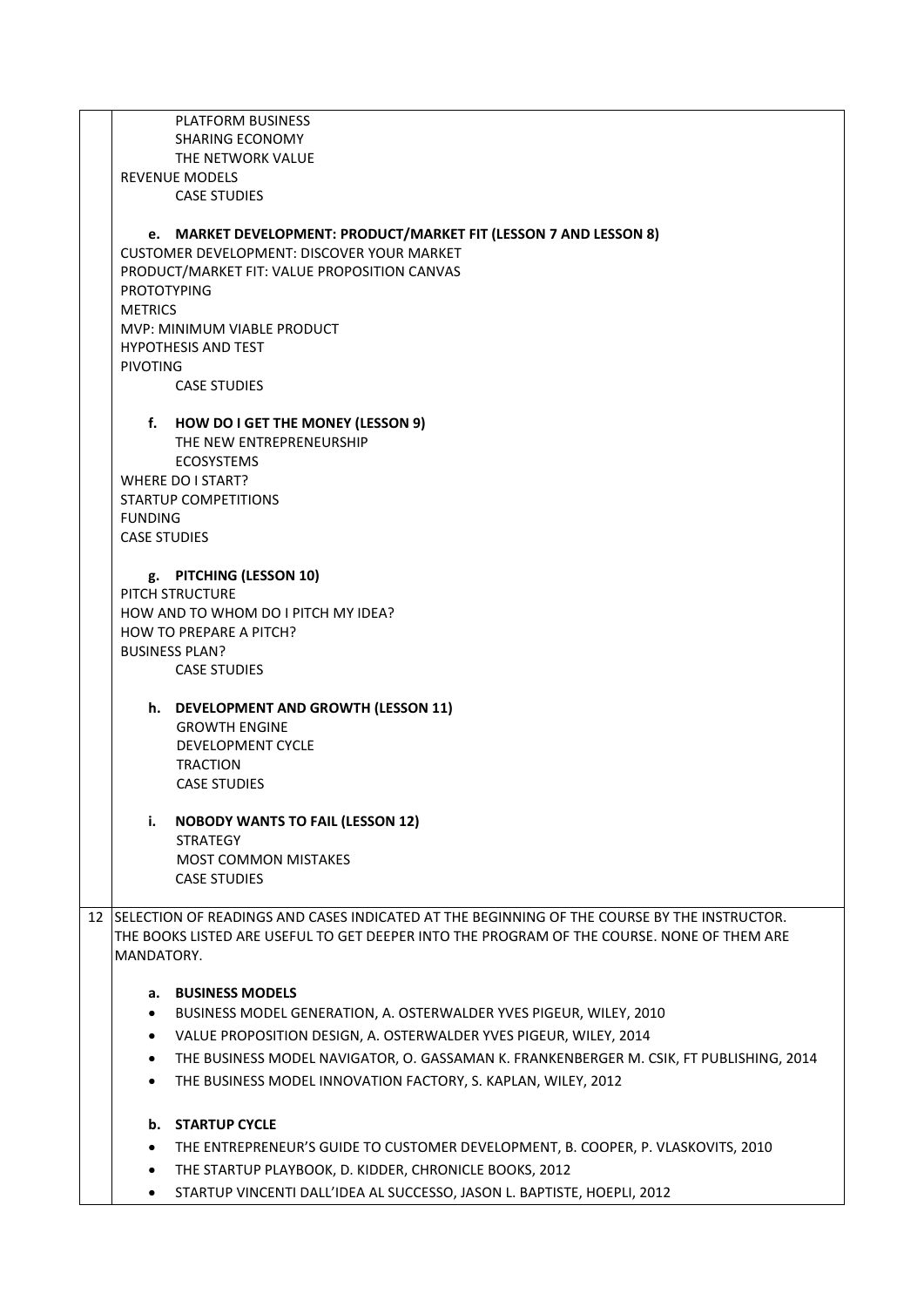PLATFORM BUSINESS
SHARING ECONOMY
THE NETWORK VALUE
REVENUE MODELS
CASE STUDIES

**e. MARKET DEVELOPMENT: PRODUCT/MARKET FIT (LESSON 7 AND LESSON 8)**

CUSTOMER DEVELOPMENT: DISCOVER YOUR MARKET
PRODUCT/MARKET FIT: VALUE PROPOSITION CANVAS
PROTOTYPING
METRICS
MVP: MINIMUM VIABLE PRODUCT
HYPOTHESIS AND TEST
PIVOTING
CASE STUDIES

**f. HOW DO I GET THE MONEY (LESSON 9)**

THE NEW ENTREPRENEURSHIP
ECOSYSTEMS
WHERE DO I START?
STARTUP COMPETITIONS
FUNDING
CASE STUDIES

**g. PITCHING (LESSON 10)**

PITCH STRUCTURE
HOW AND TO WHOM DO I PITCH MY IDEA?
HOW TO PREPARE A PITCH?
BUSINESS PLAN?
CASE STUDIES

**h. DEVELOPMENT AND GROWTH (LESSON 11)**

GROWTH ENGINE
DEVELOPMENT CYCLE
TRACTION
CASE STUDIES

**i. NOBODY WANTS TO FAIL (LESSON 12)**

STRATEGY
MOST COMMON MISTAKES
CASE STUDIES

12 SELECTION OF READINGS AND CASES INDICATED AT THE BEGINNING OF THE COURSE BY THE INSTRUCTOR. THE BOOKS LISTED ARE USEFUL TO GET DEEPER INTO THE PROGRAM OF THE COURSE. NONE OF THEM ARE MANDATORY.

**a. BUSINESS MODELS**

- BUSINESS MODEL GENERATION, A. OSTERWALDER YVES PIGEUR, WILEY, 2010
- VALUE PROPOSITION DESIGN, A. OSTERWALDER YVES PIGEUR, WILEY, 2014
- THE BUSINESS MODEL NAVIGATOR, O. GASSAMAN K. FRANKENBERGER M. CSIK, FT PUBLISHING, 2014
- THE BUSINESS MODEL INNOVATION FACTORY, S. KAPLAN, WILEY, 2012

**b. STARTUP CYCLE**

- THE ENTREPRENEUR'S GUIDE TO CUSTOMER DEVELOPMENT, B. COOPER, P. VLASKOVITS, 2010
- THE STARTUP PLAYBOOK, D. KIDDER, CHRONICLE BOOKS, 2012
- STARTUP VINCENTI DALL'IDEA AL SUCCESSO, JASON L. BAPTISTE, HOEPLI, 2012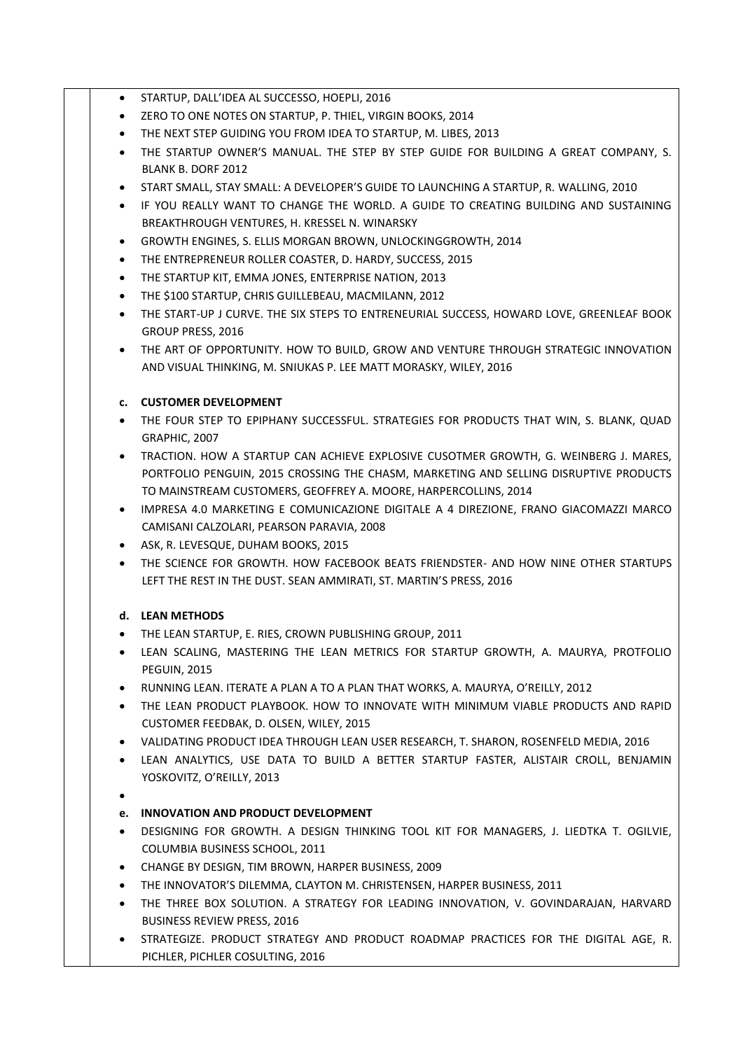- STARTUP, DALL'IDEA AL SUCCESSO, HOEPLI, 2016
- ZERO TO ONE NOTES ON STARTUP, P. THIEL, VIRGIN BOOKS, 2014
- THE NEXT STEP GUIDING YOU FROM IDEA TO STARTUP, M. LIBES, 2013
- THE STARTUP OWNER'S MANUAL. THE STEP BY STEP GUIDE FOR BUILDING A GREAT COMPANY, S. BLANK B. DORF 2012
- START SMALL, STAY SMALL: A DEVELOPER'S GUIDE TO LAUNCHING A STARTUP, R. WALLING, 2010
- IF YOU REALLY WANT TO CHANGE THE WORLD. A GUIDE TO CREATING BUILDING AND SUSTAINING BREAKTHROUGH VENTURES, H. KRESSEL N. WINARSKY
- GROWTH ENGINES, S. ELLIS MORGAN BROWN, UNLOCKINGGROWTH, 2014
- THE ENTREPRENEUR ROLLER COASTER, D. HARDY, SUCCESS, 2015
- THE STARTUP KIT, EMMA JONES, ENTERPRISE NATION, 2013
- THE $100 STARTUP, CHRIS GUILLEBEAU, MACMILANN, 2012
- THE START-UP J CURVE. THE SIX STEPS TO ENTRENEURIAL SUCCESS, HOWARD LOVE, GREENLEAF BOOK GROUP PRESS, 2016
- THE ART OF OPPORTUNITY. HOW TO BUILD, GROW AND VENTURE THROUGH STRATEGIC INNOVATION AND VISUAL THINKING, M. SNIUKAS P. LEE MATT MORASKY, WILEY, 2016

**c. CUSTOMER DEVELOPMENT**

- THE FOUR STEP TO EPIPHANY SUCCESSFUL. STRATEGIES FOR PRODUCTS THAT WIN, S. BLANK, QUAD GRAPHIC, 2007
- TRACTION. HOW A STARTUP CAN ACHIEVE EXPLOSIVE CUSOTMER GROWTH, G. WEINBERG J. MARES, PORTFOLIO PENGUIN, 2015 CROSSING THE CHASM, MARKETING AND SELLING DISRUPTIVE PRODUCTS TO MAINSTREAM CUSTOMERS, GEOFFREY A. MOORE, HARPERCOLLINS, 2014
- IMPRESA 4.0 MARKETING E COMUNICAZIONE DIGITALE A 4 DIREZIONE, FRANO GIACOMAZZI MARCO CAMISANI CALZOLARI, PEARSON PARAVIA, 2008
- ASK, R. LEVESQUE, DUHAM BOOKS, 2015
- THE SCIENCE FOR GROWTH. HOW FACEBOOK BEATS FRIENDSTER- AND HOW NINE OTHER STARTUPS LEFT THE REST IN THE DUST. SEAN AMMIRATI, ST. MARTIN'S PRESS, 2016

**d. LEAN METHODS**

- THE LEAN STARTUP, E. RIES, CROWN PUBLISHING GROUP, 2011
- LEAN SCALING, MASTERING THE LEAN METRICS FOR STARTUP GROWTH, A. MAURYA, PROTFOLIO PEGUIN, 2015
- RUNNING LEAN. ITERATE A PLAN A TO A PLAN THAT WORKS, A. MAURYA, O'REILLY, 2012
- THE LEAN PRODUCT PLAYBOOK. HOW TO INNOVATE WITH MINIMUM VIABLE PRODUCTS AND RAPID CUSTOMER FEEDBAK, D. OLSEN, WILEY, 2015
- VALIDATING PRODUCT IDEA THROUGH LEAN USER RESEARCH, T. SHARON, ROSENFELD MEDIA, 2016
- LEAN ANALYTICS, USE DATA TO BUILD A BETTER STARTUP FASTER, ALISTAIR CROLL, BENJAMIN YOSKOVITZ, O'REILLY, 2013

**e. INNOVATION AND PRODUCT DEVELOPMENT**

- DESIGNING FOR GROWTH. A DESIGN THINKING TOOL KIT FOR MANAGERS, J. LIEDTKA T. OGILVIE, COLUMBIA BUSINESS SCHOOL, 2011
- CHANGE BY DESIGN, TIM BROWN, HARPER BUSINESS, 2009
- THE INNOVATOR'S DILEMMA, CLAYTON M. CHRISTENSEN, HARPER BUSINESS, 2011
- THE THREE BOX SOLUTION. A STRATEGY FOR LEADING INNOVATION, V. GOVINDARAJAN, HARVARD BUSINESS REVIEW PRESS, 2016
- STRATEGIZE. PRODUCT STRATEGY AND PRODUCT ROADMAP PRACTICES FOR THE DIGITAL AGE, R. PICHLER, PICHLER COSULTING, 2016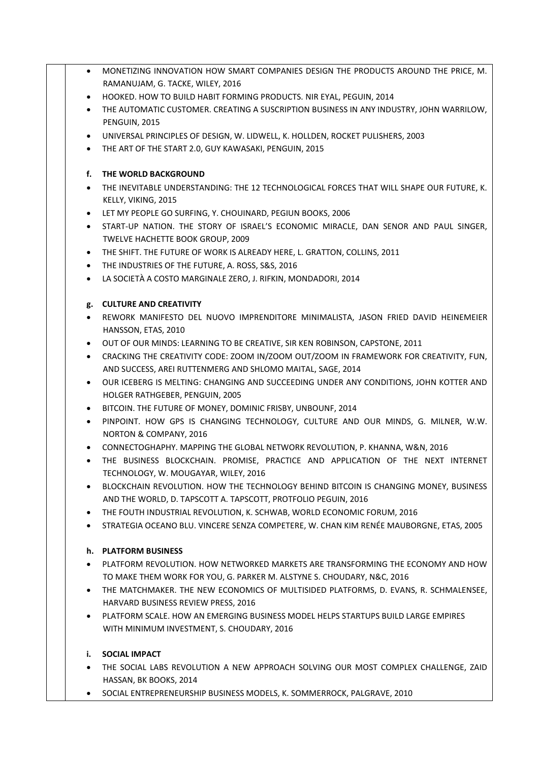- MONETIZING INNOVATION HOW SMART COMPANIES DESIGN THE PRODUCTS AROUND THE PRICE, M. RAMANUJAM, G. TACKE, WILEY, 2016
- HOOKED. HOW TO BUILD HABIT FORMING PRODUCTS. NIR EYAL, PEGUIN, 2014
- THE AUTOMATIC CUSTOMER. CREATING A SUSCRIPTION BUSINESS IN ANY INDUSTRY, JOHN WARRILOW, PENGUIN, 2015
- UNIVERSAL PRINCIPLES OF DESIGN, W. LIDWELL, K. HOLLDEN, ROCKET PULISHERS, 2003
- THE ART OF THE START 2.0, GUY KAWASAKI, PENGUIN, 2015

**f. THE WORLD BACKGROUND**

- THE INEVITABLE UNDERSTANDING: THE 12 TECHNOLOGICAL FORCES THAT WILL SHAPE OUR FUTURE, K. KELLY, VIKING, 2015
- LET MY PEOPLE GO SURFING, Y. CHOUINARD, PEGIUN BOOKS, 2006
- START-UP NATION. THE STORY OF ISRAEL'S ECONOMIC MIRACLE, DAN SENOR AND PAUL SINGER, TWELVE HACHETTE BOOK GROUP, 2009
- THE SHIFT. THE FUTURE OF WORK IS ALREADY HERE, L. GRATTON, COLLINS, 2011
- THE INDUSTRIES OF THE FUTURE, A. ROSS, S&S, 2016
- LA SOCIETÀ A COSTO MARGINALE ZERO, J. RIFKIN, MONDADORI, 2014

**g. CULTURE AND CREATIVITY**

- REWORK MANIFESTO DEL NUOVO IMPRENDITORE MINIMALISTA, JASON FRIED DAVID HEINEMEIER HANSSON, ETAS, 2010
- OUT OF OUR MINDS: LEARNING TO BE CREATIVE, SIR KEN ROBINSON, CAPSTONE, 2011
- CRACKING THE CREATIVITY CODE: ZOOM IN/ZOOM OUT/ZOOM IN FRAMEWORK FOR CREATIVITY, FUN, AND SUCCESS, AREI RUTTENMERG AND SHLOMO MAITAL, SAGE, 2014
- OUR ICEBERG IS MELTING: CHANGING AND SUCCEEDING UNDER ANY CONDITIONS, JOHN KOTTER AND HOLGER RATHGEBER, PENGUIN, 2005
- BITCOIN. THE FUTURE OF MONEY, DOMINIC FRISBY, UNBOUNF, 2014
- PINPOINT. HOW GPS IS CHANGING TECHNOLOGY, CULTURE AND OUR MINDS, G. MILNER, W.W. NORTON & COMPANY, 2016
- CONNECTOGHAPHY. MAPPING THE GLOBAL NETWORK REVOLUTION, P. KHANNA, W&N, 2016
- THE BUSINESS BLOCKCHAIN. PROMISE, PRACTICE AND APPLICATION OF THE NEXT INTERNET TECHNOLOGY, W. MOUGAYAR, WILEY, 2016
- BLOCKCHAIN REVOLUTION. HOW THE TECHNOLOGY BEHIND BITCOIN IS CHANGING MONEY, BUSINESS AND THE WORLD, D. TAPSCOTT A. TAPSCOTT, PROTFOLIO PEGUIN, 2016
- THE FOUTH INDUSTRIAL REVOLUTION, K. SCHWAB, WORLD ECONOMIC FORUM, 2016
- STRATEGIA OCEANO BLU. VINCERE SENZA COMPETERE, W. CHAN KIM RENÉE MAUBORGNE, ETAS, 2005

**h. PLATFORM BUSINESS**

- PLATFORM REVOLUTION. HOW NETWORKED MARKETS ARE TRANSFORMING THE ECONOMY AND HOW TO MAKE THEM WORK FOR YOU, G. PARKER M. ALSTYNE S. CHOUDARY, N&C, 2016
- THE MATCHMAKER. THE NEW ECONOMICS OF MULTISIDED PLATFORMS, D. EVANS, R. SCHMALENSEE, HARVARD BUSINESS REVIEW PRESS, 2016
- PLATFORM SCALE. HOW AN EMERGING BUSINESS MODEL HELPS STARTUPS BUILD LARGE EMPIRES WITH MINIMUM INVESTMENT, S. CHOUDARY, 2016

**i. SOCIAL IMPACT**

- THE SOCIAL LABS REVOLUTION A NEW APPROACH SOLVING OUR MOST COMPLEX CHALLENGE, ZAID HASSAN, BK BOOKS, 2014
- SOCIAL ENTREPRENEURSHIP BUSINESS MODELS, K. SOMMERROCK, PALGRAVE, 2010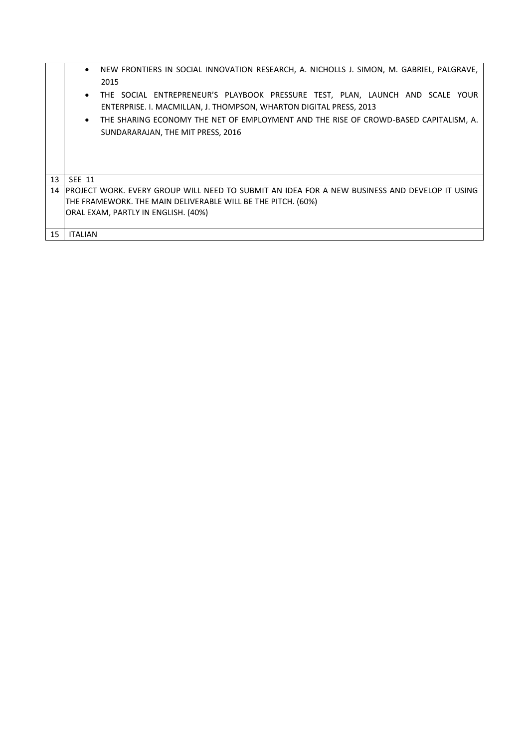| | |
|---|---|
| | • NEW FRONTIERS IN SOCIAL INNOVATION RESEARCH, A. NICHOLLS J. SIMON, M. GABRIEL, PALGRAVE, 2015<br>• THE SOCIAL ENTREPRENEUR'S PLAYBOOK PRESSURE TEST, PLAN, LAUNCH AND SCALE YOUR ENTERPRISE. I. MACMILLAN, J. THOMPSON, WHARTON DIGITAL PRESS, 2013<br>• THE SHARING ECONOMY THE NET OF EMPLOYMENT AND THE RISE OF CROWD-BASED CAPITALISM, A. SUNDARARAJAN, THE MIT PRESS, 2016 |
| 13 | SEE 11 |
| 14 | PROJECT WORK. EVERY GROUP WILL NEED TO SUBMIT AN IDEA FOR A NEW BUSINESS AND DEVELOP IT USING THE FRAMEWORK. THE MAIN DELIVERABLE WILL BE THE PITCH. (60%)<br>ORAL EXAM, PARTLY IN ENGLISH. (40%) |
| 15 | ITALIAN |